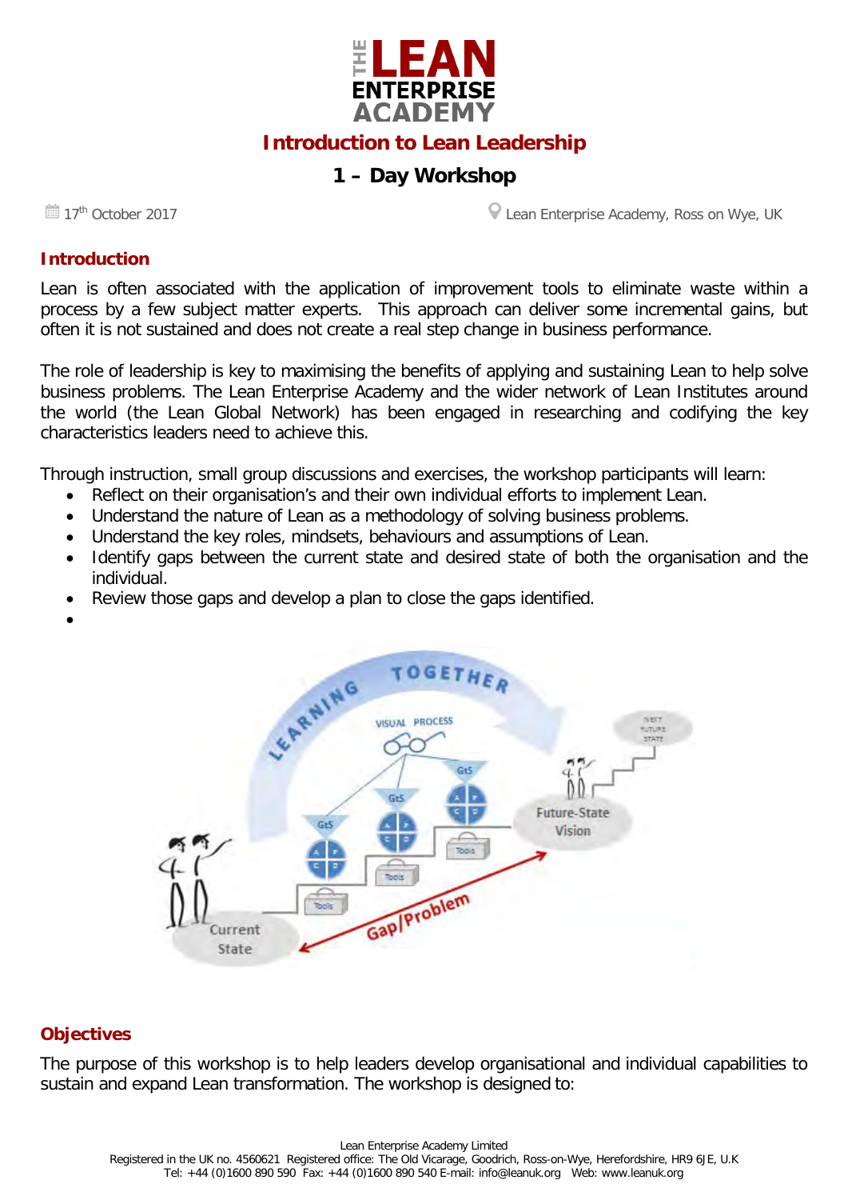# THE LEAN ENTERPRISE ACADEMY

## Introduction to Lean Leadership

### 1 – Day Workshop

17th October 2017 | Lean Enterprise Academy, Ross on Wye, UK

## Introduction

Lean is often associated with the application of improvement tools to eliminate waste within a process by a few subject matter experts. This approach can deliver some incremental gains, but often it is not sustained and does not create a real step change in business performance.

The role of leadership is key to maximising the benefits of applying and sustaining Lean to help solve business problems. The Lean Enterprise Academy and the wider network of Lean Institutes around the world (the Lean Global Network) has been engaged in researching and codifying the key characteristics leaders need to achieve this.

Through instruction, small group discussions and exercises, the workshop participants will learn:

- Reflect on their organisation's and their own individual efforts to implement Lean.
- Understand the nature of Lean as a methodology of solving business problems.
- Understand the key roles, mindsets, behaviours and assumptions of Lean.
- Identify gaps between the current state and desired state of both the organisation and the individual.
- Review those gaps and develop a plan to close the gaps identified.

## Objectives

The purpose of this workshop is to help leaders develop organisational and individual capabilities to sustain and expand Lean transformation. The workshop is designed to: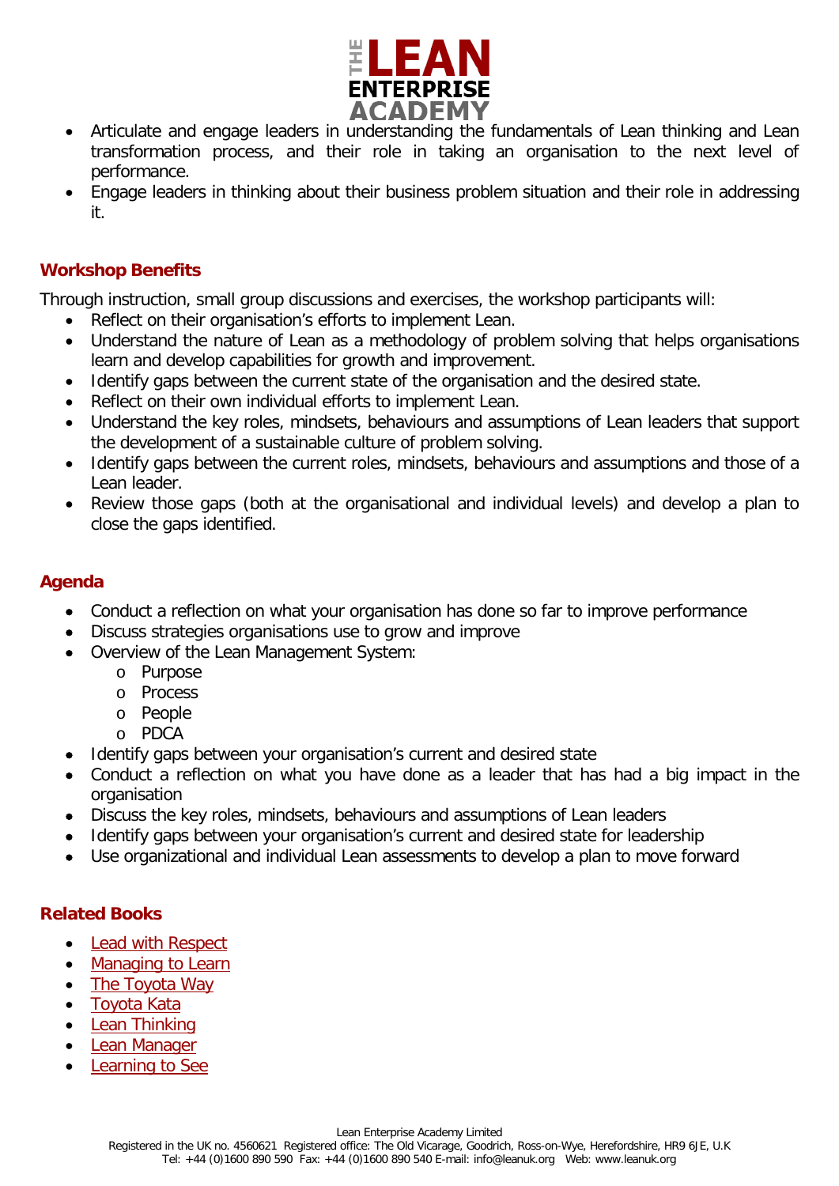- Articulate and engage leaders in understanding the fundamentals of Lean thinking and Lean transformation process, and their role in taking an organisation to the next level of performance.
- Engage leaders in thinking about their business problem situation and their role in addressing it.

## Workshop Benefits

Through instruction, small group discussions and exercises, the workshop participants will:

- Reflect on their organisation's efforts to implement Lean.
- Understand the nature of Lean as a methodology of problem solving that helps organisations learn and develop capabilities for growth and improvement.
- Identify gaps between the current state of the organisation and the desired state.
- Reflect on their own individual efforts to implement Lean.
- Understand the key roles, mindsets, behaviours and assumptions of Lean leaders that support the development of a sustainable culture of problem solving.
- Identify gaps between the current roles, mindsets, behaviours and assumptions and those of a Lean leader.
- Review those gaps (both at the organisational and individual levels) and develop a plan to close the gaps identified.

## Agenda

- Conduct a reflection on what your organisation has done so far to improve performance
- Discuss strategies organisations use to grow and improve
- Overview of the Lean Management System:
  - Purpose
  - Process
  - People
  - PDCA
- Identify gaps between your organisation's current and desired state
- Conduct a reflection on what you have done as a leader that has had a big impact in the organisation
- Discuss the key roles, mindsets, behaviours and assumptions of Lean leaders
- Identify gaps between your organisation's current and desired state for leadership
- Use organizational and individual Lean assessments to develop a plan to move forward

## Related Books

- Lead with Respect
- Managing to Learn
- The Toyota Way
- Toyota Kata
- Lean Thinking
- Lean Manager
- Learning to See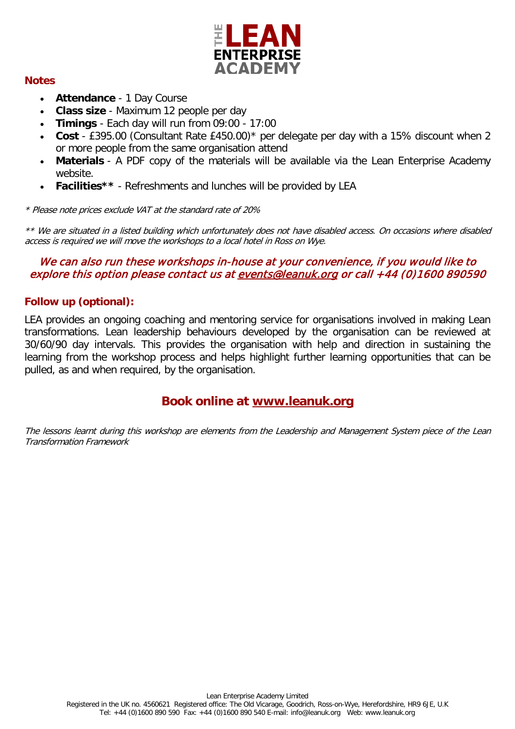## Notes

- **Attendance** - 1 Day Course
- **Class size** - Maximum 12 people per day
- **Timings** - Each day will run from 09:00 - 17:00
- **Cost** - £395.00 (Consultant Rate £450.00)* per delegate per day with a 15% discount when 2 or more people from the same organisation attend
- **Materials** - A PDF copy of the materials will be available via the Lean Enterprise Academy website.
- **Facilities**** - Refreshments and lunches will be provided by LEA

*\* Please note prices exclude VAT at the standard rate of 20%*

*\*\* We are situated in a listed building which unfortunately does not have disabled access. On occasions where disabled access is required we will move the workshops to a local hotel in Ross on Wye.*

*We can also run these workshops in-house at your convenience, if you would like to explore this option please contact us at events@leanuk.org or call +44 (0)1600 890590*

### Follow up (optional):

LEA provides an ongoing coaching and mentoring service for organisations involved in making Lean transformations. Lean leadership behaviours developed by the organisation can be reviewed at 30/60/90 day intervals. This provides the organisation with help and direction in sustaining the learning from the workshop process and helps highlight further learning opportunities that can be pulled, as and when required, by the organisation.

## Book online at www.leanuk.org

*The lessons learnt during this workshop are elements from the Leadership and Management System piece of the Lean Transformation Framework*

Lean Enterprise Academy Limited
Registered in the UK no. 4560621 Registered office: The Old Vicarage, Goodrich, Ross-on-Wye, Herefordshire, HR9 6JE, U.K
Tel: +44 (0)1600 890 590 Fax: +44 (0)1600 890 540 E-mail: info@leanuk.org Web: www.leanuk.org